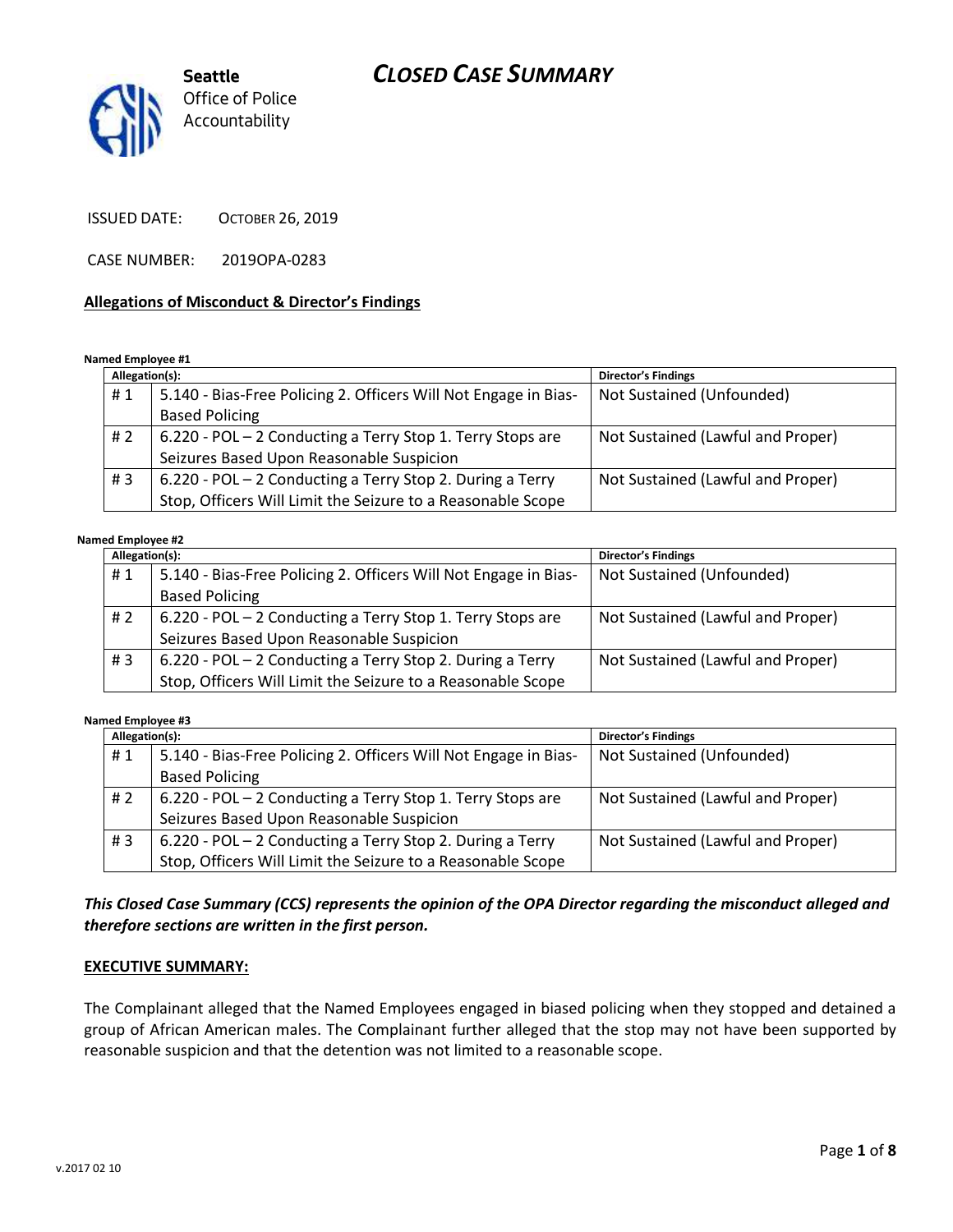Seattle
Office of Police
Accountability

# CLOSED CASE SUMMARY

ISSUED DATE: OCTOBER 26, 2019

CASE NUMBER: 2019OPA-0283

## Allegations of Misconduct & Director's Findings

**Named Employee #1**

| Allegation(s): | | Director's Findings |
|---|---|---|
| # 1 | 5.140 - Bias-Free Policing 2. Officers Will Not Engage in Bias-Based Policing | Not Sustained (Unfounded) |
| # 2 | 6.220 - POL – 2 Conducting a Terry Stop 1. Terry Stops are Seizures Based Upon Reasonable Suspicion | Not Sustained (Lawful and Proper) |
| # 3 | 6.220 - POL – 2 Conducting a Terry Stop 2. During a Terry Stop, Officers Will Limit the Seizure to a Reasonable Scope | Not Sustained (Lawful and Proper) |

**Named Employee #2**

| Allegation(s): | | Director's Findings |
|---|---|---|
| # 1 | 5.140 - Bias-Free Policing 2. Officers Will Not Engage in Bias-Based Policing | Not Sustained (Unfounded) |
| # 2 | 6.220 - POL – 2 Conducting a Terry Stop 1. Terry Stops are Seizures Based Upon Reasonable Suspicion | Not Sustained (Lawful and Proper) |
| # 3 | 6.220 - POL – 2 Conducting a Terry Stop 2. During a Terry Stop, Officers Will Limit the Seizure to a Reasonable Scope | Not Sustained (Lawful and Proper) |

**Named Employee #3**

| Allegation(s): | | Director's Findings |
|---|---|---|
| # 1 | 5.140 - Bias-Free Policing 2. Officers Will Not Engage in Bias-Based Policing | Not Sustained (Unfounded) |
| # 2 | 6.220 - POL – 2 Conducting a Terry Stop 1. Terry Stops are Seizures Based Upon Reasonable Suspicion | Not Sustained (Lawful and Proper) |
| # 3 | 6.220 - POL – 2 Conducting a Terry Stop 2. During a Terry Stop, Officers Will Limit the Seizure to a Reasonable Scope | Not Sustained (Lawful and Proper) |

***This Closed Case Summary (CCS) represents the opinion of the OPA Director regarding the misconduct alleged and therefore sections are written in the first person.***

## EXECUTIVE SUMMARY:

The Complainant alleged that the Named Employees engaged in biased policing when they stopped and detained a group of African American males. The Complainant further alleged that the stop may not have been supported by reasonable suspicion and that the detention was not limited to a reasonable scope.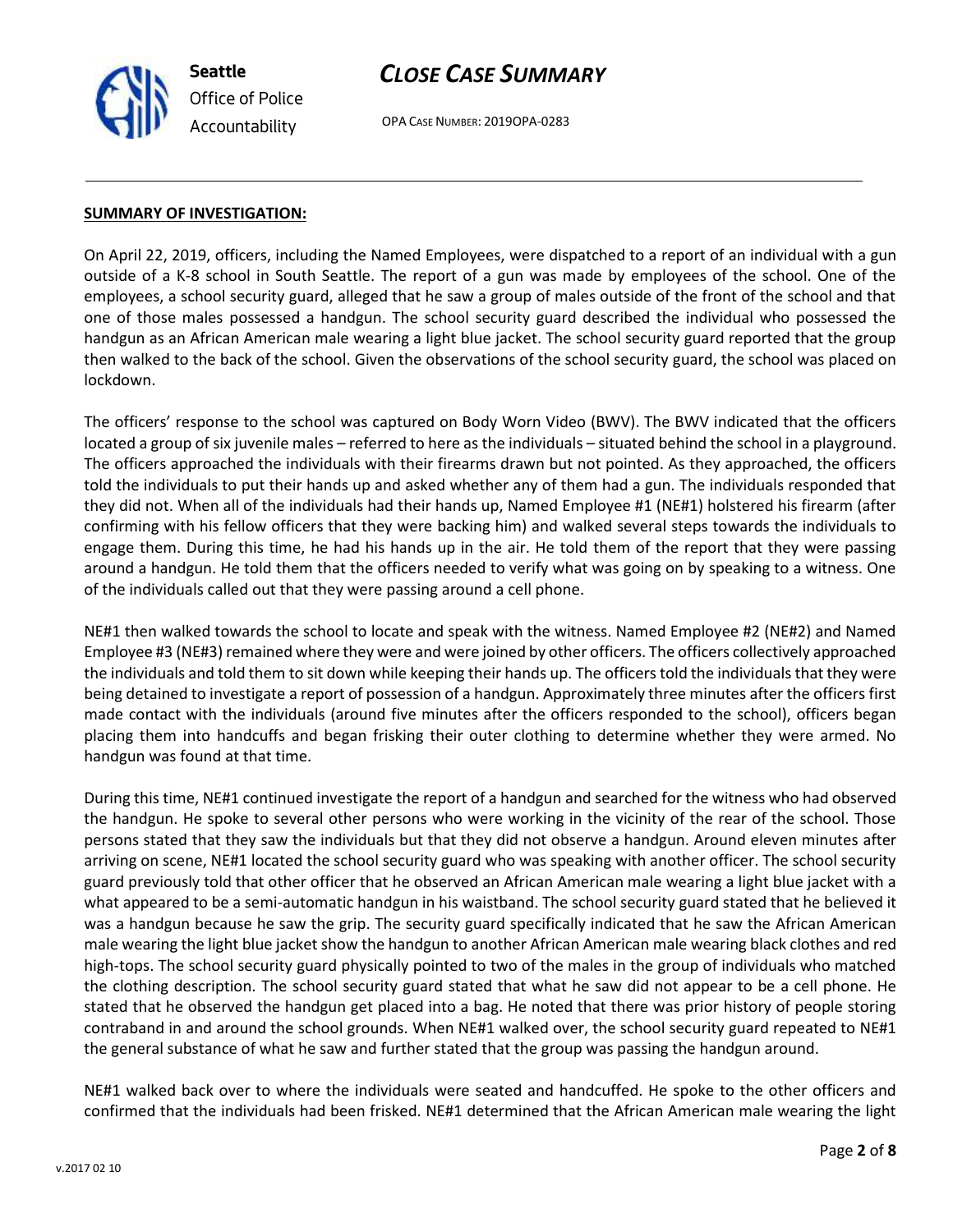**SUMMARY OF INVESTIGATION:**

On April 22, 2019, officers, including the Named Employees, were dispatched to a report of an individual with a gun outside of a K-8 school in South Seattle. The report of a gun was made by employees of the school. One of the employees, a school security guard, alleged that he saw a group of males outside of the front of the school and that one of those males possessed a handgun. The school security guard described the individual who possessed the handgun as an African American male wearing a light blue jacket. The school security guard reported that the group then walked to the back of the school. Given the observations of the school security guard, the school was placed on lockdown.

The officers' response to the school was captured on Body Worn Video (BWV). The BWV indicated that the officers located a group of six juvenile males – referred to here as the individuals – situated behind the school in a playground. The officers approached the individuals with their firearms drawn but not pointed. As they approached, the officers told the individuals to put their hands up and asked whether any of them had a gun. The individuals responded that they did not. When all of the individuals had their hands up, Named Employee #1 (NE#1) holstered his firearm (after confirming with his fellow officers that they were backing him) and walked several steps towards the individuals to engage them. During this time, he had his hands up in the air. He told them of the report that they were passing around a handgun. He told them that the officers needed to verify what was going on by speaking to a witness. One of the individuals called out that they were passing around a cell phone.

NE#1 then walked towards the school to locate and speak with the witness. Named Employee #2 (NE#2) and Named Employee #3 (NE#3) remained where they were and were joined by other officers. The officers collectively approached the individuals and told them to sit down while keeping their hands up. The officers told the individuals that they were being detained to investigate a report of possession of a handgun. Approximately three minutes after the officers first made contact with the individuals (around five minutes after the officers responded to the school), officers began placing them into handcuffs and began frisking their outer clothing to determine whether they were armed. No handgun was found at that time.

During this time, NE#1 continued investigate the report of a handgun and searched for the witness who had observed the handgun. He spoke to several other persons who were working in the vicinity of the rear of the school. Those persons stated that they saw the individuals but that they did not observe a handgun. Around eleven minutes after arriving on scene, NE#1 located the school security guard who was speaking with another officer. The school security guard previously told that other officer that he observed an African American male wearing a light blue jacket with a what appeared to be a semi-automatic handgun in his waistband. The school security guard stated that he believed it was a handgun because he saw the grip. The security guard specifically indicated that he saw the African American male wearing the light blue jacket show the handgun to another African American male wearing black clothes and red high-tops. The school security guard physically pointed to two of the males in the group of individuals who matched the clothing description. The school security guard stated that what he saw did not appear to be a cell phone. He stated that he observed the handgun get placed into a bag. He noted that there was prior history of people storing contraband in and around the school grounds. When NE#1 walked over, the school security guard repeated to NE#1 the general substance of what he saw and further stated that the group was passing the handgun around.

NE#1 walked back over to where the individuals were seated and handcuffed. He spoke to the other officers and confirmed that the individuals had been frisked. NE#1 determined that the African American male wearing the light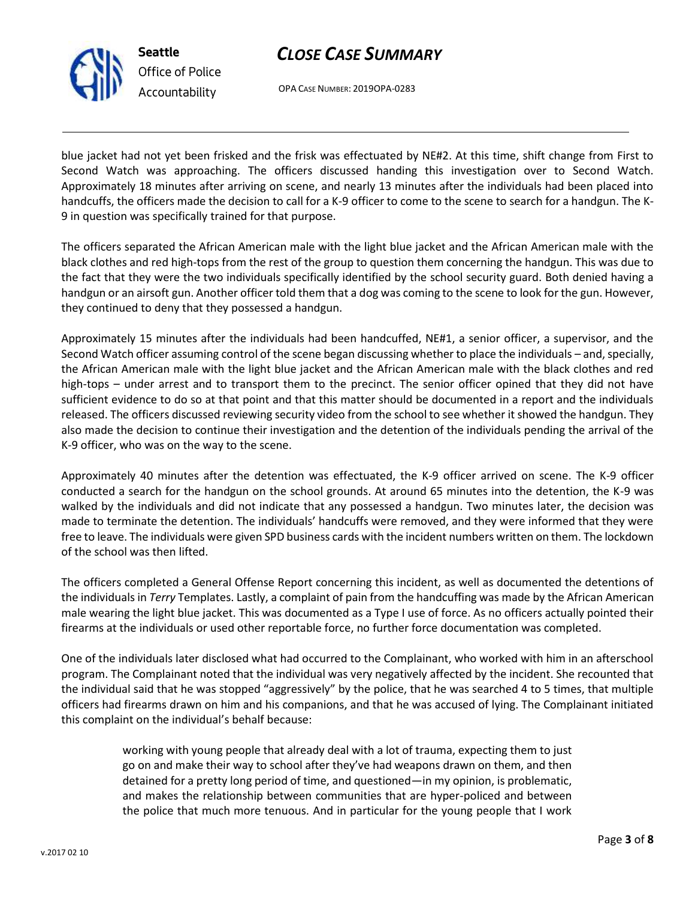blue jacket had not yet been frisked and the frisk was effectuated by NE#2. At this time, shift change from First to Second Watch was approaching. The officers discussed handing this investigation over to Second Watch. Approximately 18 minutes after arriving on scene, and nearly 13 minutes after the individuals had been placed into handcuffs, the officers made the decision to call for a K-9 officer to come to the scene to search for a handgun. The K-9 in question was specifically trained for that purpose.

The officers separated the African American male with the light blue jacket and the African American male with the black clothes and red high-tops from the rest of the group to question them concerning the handgun. This was due to the fact that they were the two individuals specifically identified by the school security guard. Both denied having a handgun or an airsoft gun. Another officer told them that a dog was coming to the scene to look for the gun. However, they continued to deny that they possessed a handgun.

Approximately 15 minutes after the individuals had been handcuffed, NE#1, a senior officer, a supervisor, and the Second Watch officer assuming control of the scene began discussing whether to place the individuals – and, specially, the African American male with the light blue jacket and the African American male with the black clothes and red high-tops – under arrest and to transport them to the precinct. The senior officer opined that they did not have sufficient evidence to do so at that point and that this matter should be documented in a report and the individuals released. The officers discussed reviewing security video from the school to see whether it showed the handgun. They also made the decision to continue their investigation and the detention of the individuals pending the arrival of the K-9 officer, who was on the way to the scene.

Approximately 40 minutes after the detention was effectuated, the K-9 officer arrived on scene. The K-9 officer conducted a search for the handgun on the school grounds. At around 65 minutes into the detention, the K-9 was walked by the individuals and did not indicate that any possessed a handgun. Two minutes later, the decision was made to terminate the detention. The individuals' handcuffs were removed, and they were informed that they were free to leave. The individuals were given SPD business cards with the incident numbers written on them. The lockdown of the school was then lifted.

The officers completed a General Offense Report concerning this incident, as well as documented the detentions of the individuals in *Terry* Templates. Lastly, a complaint of pain from the handcuffing was made by the African American male wearing the light blue jacket. This was documented as a Type I use of force. As no officers actually pointed their firearms at the individuals or used other reportable force, no further force documentation was completed.

One of the individuals later disclosed what had occurred to the Complainant, who worked with him in an afterschool program. The Complainant noted that the individual was very negatively affected by the incident. She recounted that the individual said that he was stopped "aggressively" by the police, that he was searched 4 to 5 times, that multiple officers had firearms drawn on him and his companions, and that he was accused of lying. The Complainant initiated this complaint on the individual's behalf because:

> working with young people that already deal with a lot of trauma, expecting them to just go on and make their way to school after they've had weapons drawn on them, and then detained for a pretty long period of time, and questioned—in my opinion, is problematic, and makes the relationship between communities that are hyper-policed and between the police that much more tenuous. And in particular for the young people that I work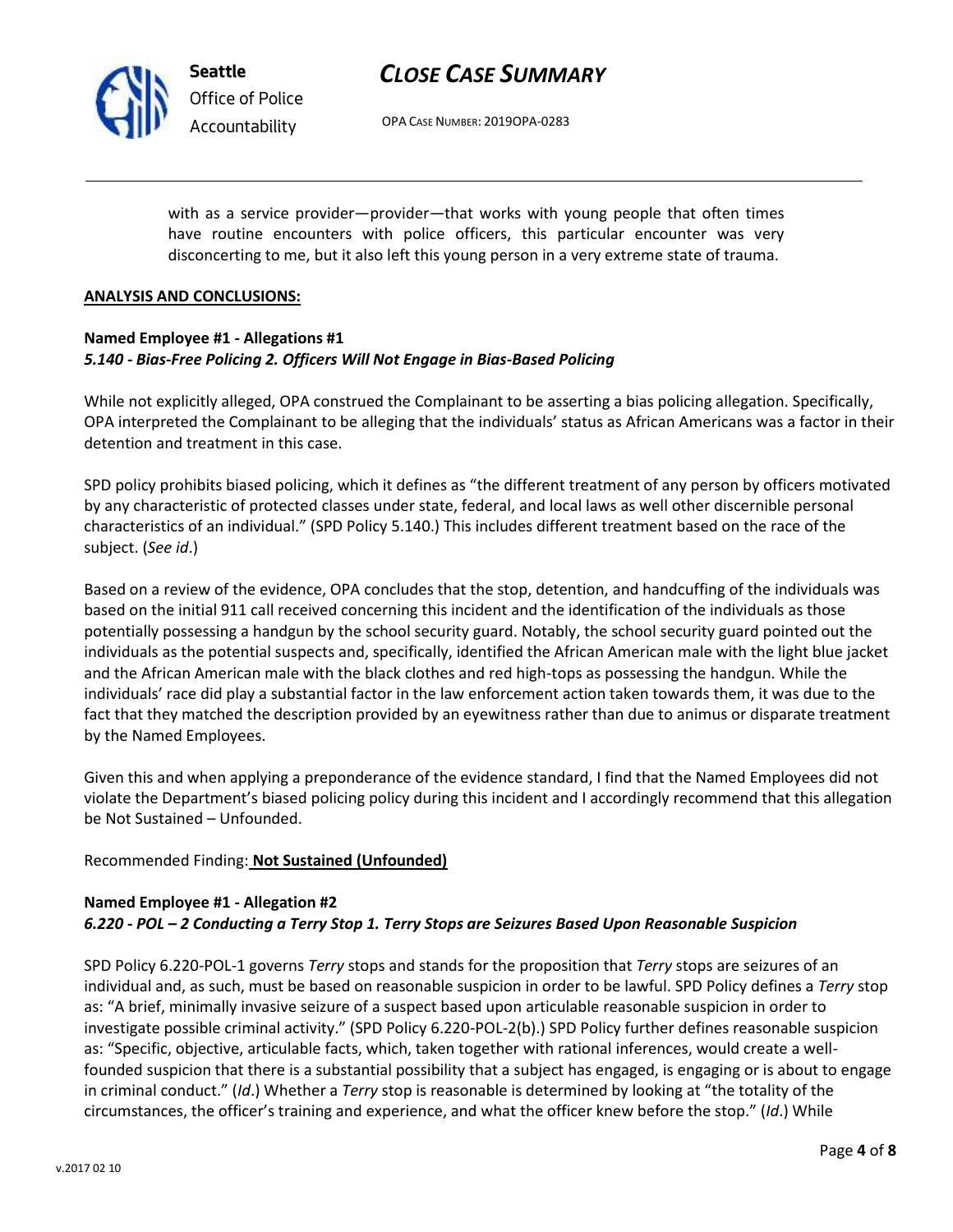with as a service provider—provider—that works with young people that often times have routine encounters with police officers, this particular encounter was very disconcerting to me, but it also left this young person in a very extreme state of trauma.

**ANALYSIS AND CONCLUSIONS:**

**Named Employee #1 - Allegations #1**
***5.140 - Bias-Free Policing 2. Officers Will Not Engage in Bias-Based Policing***

While not explicitly alleged, OPA construed the Complainant to be asserting a bias policing allegation. Specifically, OPA interpreted the Complainant to be alleging that the individuals' status as African Americans was a factor in their detention and treatment in this case.

SPD policy prohibits biased policing, which it defines as "the different treatment of any person by officers motivated by any characteristic of protected classes under state, federal, and local laws as well other discernible personal characteristics of an individual." (SPD Policy 5.140.) This includes different treatment based on the race of the subject. (*See id*.)

Based on a review of the evidence, OPA concludes that the stop, detention, and handcuffing of the individuals was based on the initial 911 call received concerning this incident and the identification of the individuals as those potentially possessing a handgun by the school security guard. Notably, the school security guard pointed out the individuals as the potential suspects and, specifically, identified the African American male with the light blue jacket and the African American male with the black clothes and red high-tops as possessing the handgun. While the individuals' race did play a substantial factor in the law enforcement action taken towards them, it was due to the fact that they matched the description provided by an eyewitness rather than due to animus or disparate treatment by the Named Employees.

Given this and when applying a preponderance of the evidence standard, I find that the Named Employees did not violate the Department's biased policing policy during this incident and I accordingly recommend that this allegation be Not Sustained – Unfounded.

Recommended Finding: **Not Sustained (Unfounded)**

**Named Employee #1 - Allegation #2**
***6.220 - POL – 2 Conducting a Terry Stop 1. Terry Stops are Seizures Based Upon Reasonable Suspicion***

SPD Policy 6.220-POL-1 governs *Terry* stops and stands for the proposition that *Terry* stops are seizures of an individual and, as such, must be based on reasonable suspicion in order to be lawful. SPD Policy defines a *Terry* stop as: "A brief, minimally invasive seizure of a suspect based upon articulable reasonable suspicion in order to investigate possible criminal activity." (SPD Policy 6.220-POL-2(b).) SPD Policy further defines reasonable suspicion as: "Specific, objective, articulable facts, which, taken together with rational inferences, would create a well-founded suspicion that there is a substantial possibility that a subject has engaged, is engaging or is about to engage in criminal conduct." (*Id*.) Whether a *Terry* stop is reasonable is determined by looking at "the totality of the circumstances, the officer's training and experience, and what the officer knew before the stop." (*Id*.) While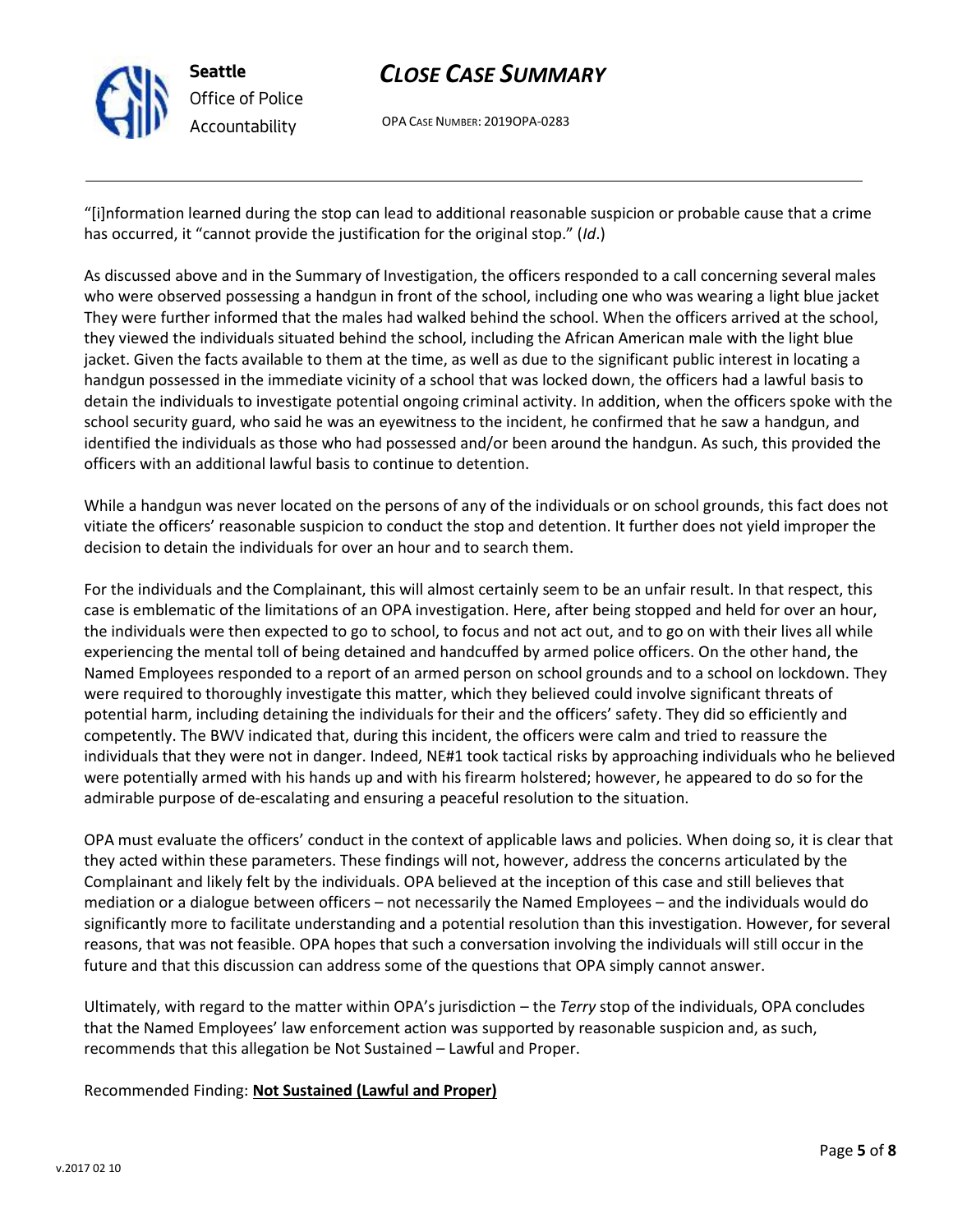"[i]nformation learned during the stop can lead to additional reasonable suspicion or probable cause that a crime has occurred, it "cannot provide the justification for the original stop." (*Id*.)

As discussed above and in the Summary of Investigation, the officers responded to a call concerning several males who were observed possessing a handgun in front of the school, including one who was wearing a light blue jacket They were further informed that the males had walked behind the school. When the officers arrived at the school, they viewed the individuals situated behind the school, including the African American male with the light blue jacket. Given the facts available to them at the time, as well as due to the significant public interest in locating a handgun possessed in the immediate vicinity of a school that was locked down, the officers had a lawful basis to detain the individuals to investigate potential ongoing criminal activity. In addition, when the officers spoke with the school security guard, who said he was an eyewitness to the incident, he confirmed that he saw a handgun, and identified the individuals as those who had possessed and/or been around the handgun. As such, this provided the officers with an additional lawful basis to continue to detention.

While a handgun was never located on the persons of any of the individuals or on school grounds, this fact does not vitiate the officers' reasonable suspicion to conduct the stop and detention. It further does not yield improper the decision to detain the individuals for over an hour and to search them.

For the individuals and the Complainant, this will almost certainly seem to be an unfair result. In that respect, this case is emblematic of the limitations of an OPA investigation. Here, after being stopped and held for over an hour, the individuals were then expected to go to school, to focus and not act out, and to go on with their lives all while experiencing the mental toll of being detained and handcuffed by armed police officers. On the other hand, the Named Employees responded to a report of an armed person on school grounds and to a school on lockdown. They were required to thoroughly investigate this matter, which they believed could involve significant threats of potential harm, including detaining the individuals for their and the officers' safety. They did so efficiently and competently. The BWV indicated that, during this incident, the officers were calm and tried to reassure the individuals that they were not in danger. Indeed, NE#1 took tactical risks by approaching individuals who he believed were potentially armed with his hands up and with his firearm holstered; however, he appeared to do so for the admirable purpose of de-escalating and ensuring a peaceful resolution to the situation.

OPA must evaluate the officers' conduct in the context of applicable laws and policies. When doing so, it is clear that they acted within these parameters. These findings will not, however, address the concerns articulated by the Complainant and likely felt by the individuals. OPA believed at the inception of this case and still believes that mediation or a dialogue between officers – not necessarily the Named Employees – and the individuals would do significantly more to facilitate understanding and a potential resolution than this investigation. However, for several reasons, that was not feasible. OPA hopes that such a conversation involving the individuals will still occur in the future and that this discussion can address some of the questions that OPA simply cannot answer.

Ultimately, with regard to the matter within OPA's jurisdiction – the *Terry* stop of the individuals, OPA concludes that the Named Employees' law enforcement action was supported by reasonable suspicion and, as such, recommends that this allegation be Not Sustained – Lawful and Proper.

Recommended Finding: **Not Sustained (Lawful and Proper)**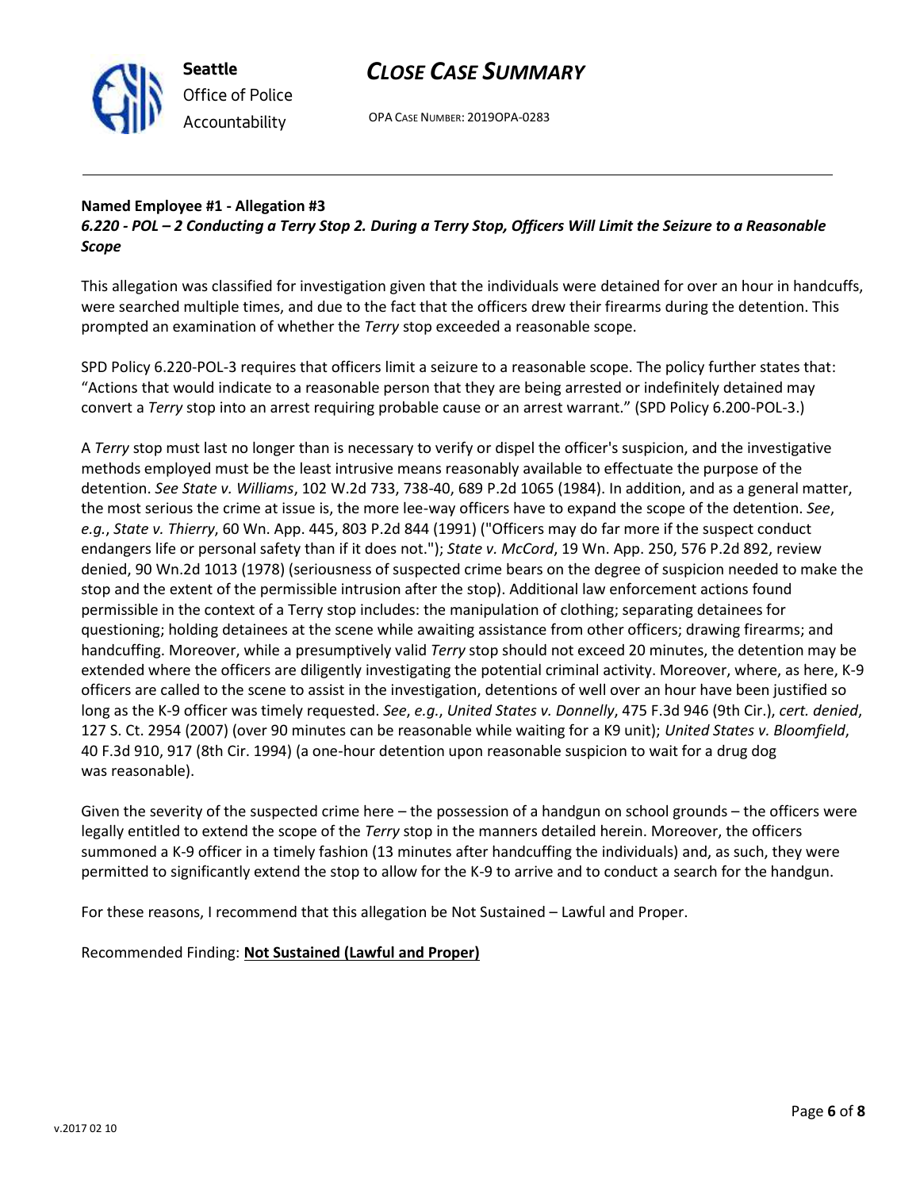**Named Employee #1 - Allegation #3**
***6.220 - POL – 2 Conducting a Terry Stop 2. During a Terry Stop, Officers Will Limit the Seizure to a Reasonable Scope***

This allegation was classified for investigation given that the individuals were detained for over an hour in handcuffs, were searched multiple times, and due to the fact that the officers drew their firearms during the detention. This prompted an examination of whether the *Terry* stop exceeded a reasonable scope.

SPD Policy 6.220-POL-3 requires that officers limit a seizure to a reasonable scope. The policy further states that: "Actions that would indicate to a reasonable person that they are being arrested or indefinitely detained may convert a *Terry* stop into an arrest requiring probable cause or an arrest warrant." (SPD Policy 6.200-POL-3.)

A *Terry* stop must last no longer than is necessary to verify or dispel the officer's suspicion, and the investigative methods employed must be the least intrusive means reasonably available to effectuate the purpose of the detention. *See State v. Williams*, 102 W.2d 733, 738-40, 689 P.2d 1065 (1984). In addition, and as a general matter, the most serious the crime at issue is, the more lee-way officers have to expand the scope of the detention. *See*, *e.g.*, *State v. Thierry*, 60 Wn. App. 445, 803 P.2d 844 (1991) ("Officers may do far more if the suspect conduct endangers life or personal safety than if it does not."); *State v. McCord*, 19 Wn. App. 250, 576 P.2d 892, review denied, 90 Wn.2d 1013 (1978) (seriousness of suspected crime bears on the degree of suspicion needed to make the stop and the extent of the permissible intrusion after the stop). Additional law enforcement actions found permissible in the context of a Terry stop includes: the manipulation of clothing; separating detainees for questioning; holding detainees at the scene while awaiting assistance from other officers; drawing firearms; and handcuffing. Moreover, while a presumptively valid *Terry* stop should not exceed 20 minutes, the detention may be extended where the officers are diligently investigating the potential criminal activity. Moreover, where, as here, K-9 officers are called to the scene to assist in the investigation, detentions of well over an hour have been justified so long as the K-9 officer was timely requested. *See*, *e.g.*, *United States v. Donnelly*, 475 F.3d 946 (9th Cir.), *cert. denied*, 127 S. Ct. 2954 (2007) (over 90 minutes can be reasonable while waiting for a K9 unit); *United States v. Bloomfield*, 40 F.3d 910, 917 (8th Cir. 1994) (a one-hour detention upon reasonable suspicion to wait for a drug dog was reasonable).

Given the severity of the suspected crime here – the possession of a handgun on school grounds – the officers were legally entitled to extend the scope of the *Terry* stop in the manners detailed herein. Moreover, the officers summoned a K-9 officer in a timely fashion (13 minutes after handcuffing the individuals) and, as such, they were permitted to significantly extend the stop to allow for the K-9 to arrive and to conduct a search for the handgun.

For these reasons, I recommend that this allegation be Not Sustained – Lawful and Proper.

Recommended Finding: **Not Sustained (Lawful and Proper)**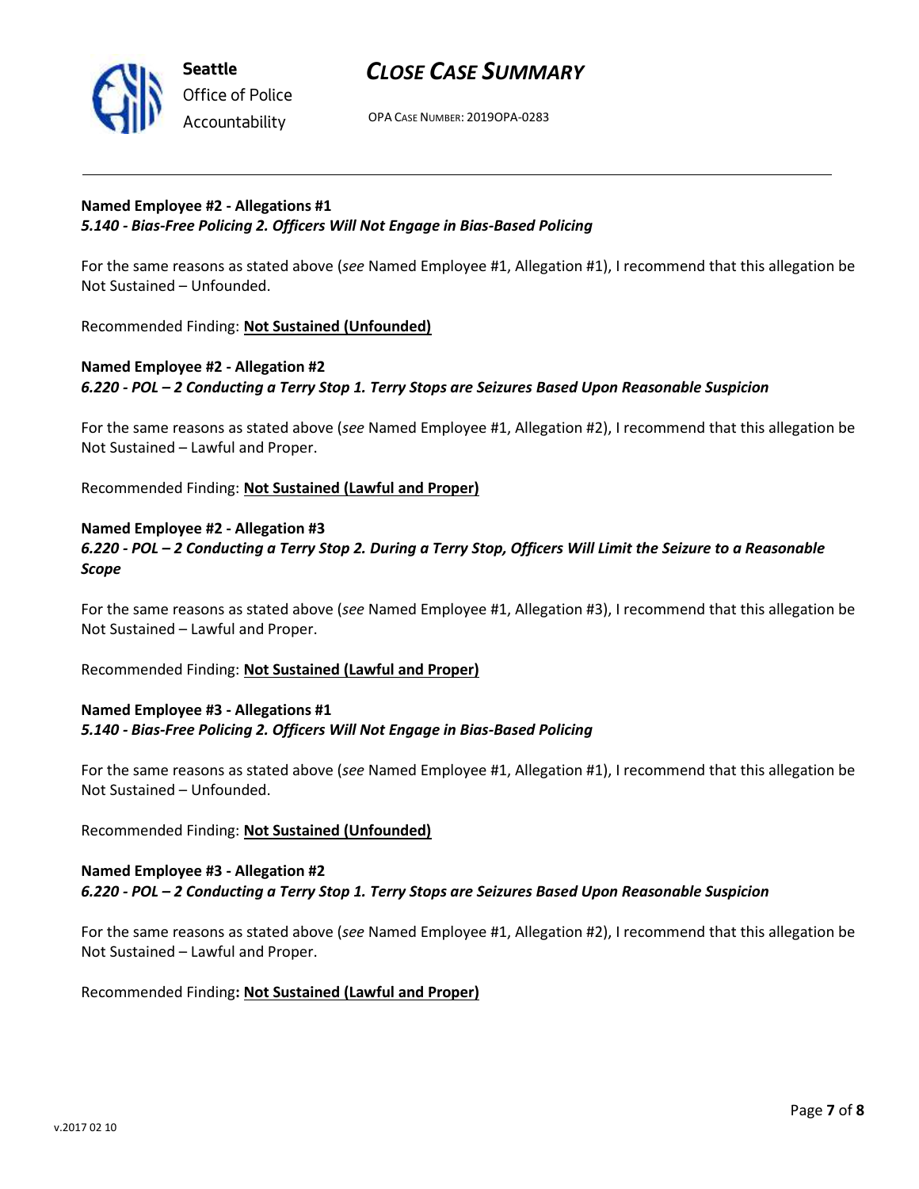**Named Employee #2 - Allegations #1**
***5.140 - Bias-Free Policing 2. Officers Will Not Engage in Bias-Based Policing***

For the same reasons as stated above (*see* Named Employee #1, Allegation #1), I recommend that this allegation be Not Sustained – Unfounded.

Recommended Finding: **Not Sustained (Unfounded)**

**Named Employee #2 - Allegation #2**
***6.220 - POL – 2 Conducting a Terry Stop 1. Terry Stops are Seizures Based Upon Reasonable Suspicion***

For the same reasons as stated above (*see* Named Employee #1, Allegation #2), I recommend that this allegation be Not Sustained – Lawful and Proper.

Recommended Finding: **Not Sustained (Lawful and Proper)**

**Named Employee #2 - Allegation #3**
***6.220 - POL – 2 Conducting a Terry Stop 2. During a Terry Stop, Officers Will Limit the Seizure to a Reasonable Scope***

For the same reasons as stated above (*see* Named Employee #1, Allegation #3), I recommend that this allegation be Not Sustained – Lawful and Proper.

Recommended Finding: **Not Sustained (Lawful and Proper)**

**Named Employee #3 - Allegations #1**
***5.140 - Bias-Free Policing 2. Officers Will Not Engage in Bias-Based Policing***

For the same reasons as stated above (*see* Named Employee #1, Allegation #1), I recommend that this allegation be Not Sustained – Unfounded.

Recommended Finding: **Not Sustained (Unfounded)**

**Named Employee #3 - Allegation #2**
***6.220 - POL – 2 Conducting a Terry Stop 1. Terry Stops are Seizures Based Upon Reasonable Suspicion***

For the same reasons as stated above (*see* Named Employee #1, Allegation #2), I recommend that this allegation be Not Sustained – Lawful and Proper.

Recommended Finding**: Not Sustained (Lawful and Proper)**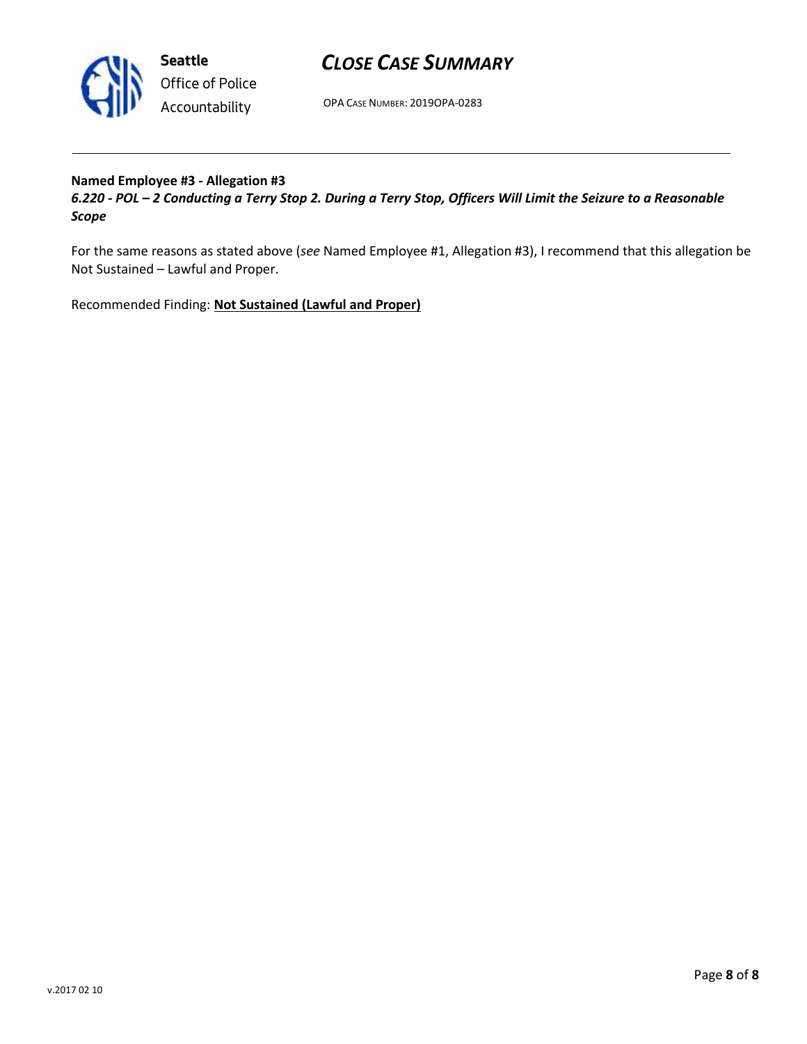**Named Employee #3 - Allegation #3**

***6.220 - POL – 2 Conducting a Terry Stop 2. During a Terry Stop, Officers Will Limit the Seizure to a Reasonable Scope***

For the same reasons as stated above (*see* Named Employee #1, Allegation #3), I recommend that this allegation be Not Sustained – Lawful and Proper.

Recommended Finding: **Not Sustained (Lawful and Proper)**